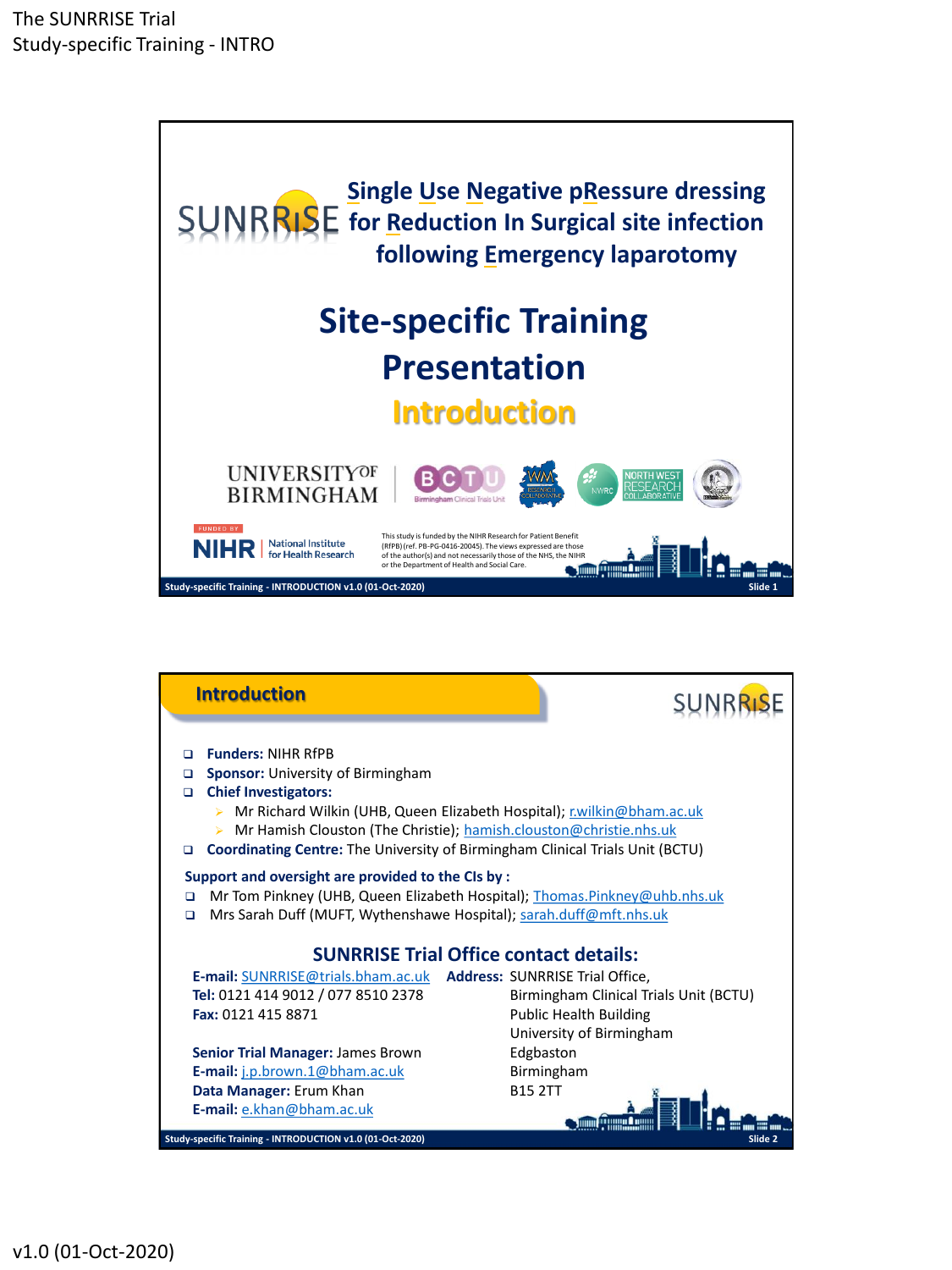The SUNRRISE Trial
Study-specific Training - INTRO

# SUNRRISE

## Single Use Negative pRessure dressing for Reduction In Surgical site infection following Emergency laparotomy

# Site-specific Training Presentation

## Introduction

UNIVERSITY OF BIRMINGHAM | BCTU Birmingham Clinical Trials Unit | WM Research Collaborative | NWRC | North West Research Collaborative

FUNDED BY NIHR | National Institute for Health Research

This study is funded by the NIHR Research for Patient Benefit (RfPB) (ref. PB-PG-0416-20045). The views expressed are those of the author(s) and not necessarily those of the NHS, the NIHR or the Department of Health and Social Care.

Study-specific Training - INTRODUCTION v1.0 (01-Oct-2020)

---

## Introduction

- **Funders:** NIHR RfPB
- **Sponsor:** University of Birmingham
- **Chief Investigators:**
  - Mr Richard Wilkin (UHB, Queen Elizabeth Hospital); r.wilkin@bham.ac.uk
  - Mr Hamish Clouston (The Christie); hamish.clouston@christie.nhs.uk
- **Coordinating Centre:** The University of Birmingham Clinical Trials Unit (BCTU)

**Support and oversight are provided to the CIs by :**

- Mr Tom Pinkney (UHB, Queen Elizabeth Hospital); Thomas.Pinkney@uhb.nhs.uk
- Mrs Sarah Duff (MUFT, Wythenshawe Hospital); sarah.duff@mft.nhs.uk

### SUNRRISE Trial Office contact details:

**E-mail:** SUNRRISE@trials.bham.ac.uk
**Tel:** 0121 414 9012 / 077 8510 2378
**Fax:** 0121 415 8871

**Senior Trial Manager:** James Brown
**E-mail:** j.p.brown.1@bham.ac.uk
**Data Manager:** Erum Khan
**E-mail:** e.khan@bham.ac.uk

**Address:** SUNRRISE Trial Office,
Birmingham Clinical Trials Unit (BCTU)
Public Health Building
University of Birmingham
Edgbaston
Birmingham
B15 2TT

Study-specific Training - INTRODUCTION v1.0 (01-Oct-2020)

v1.0 (01-Oct-2020)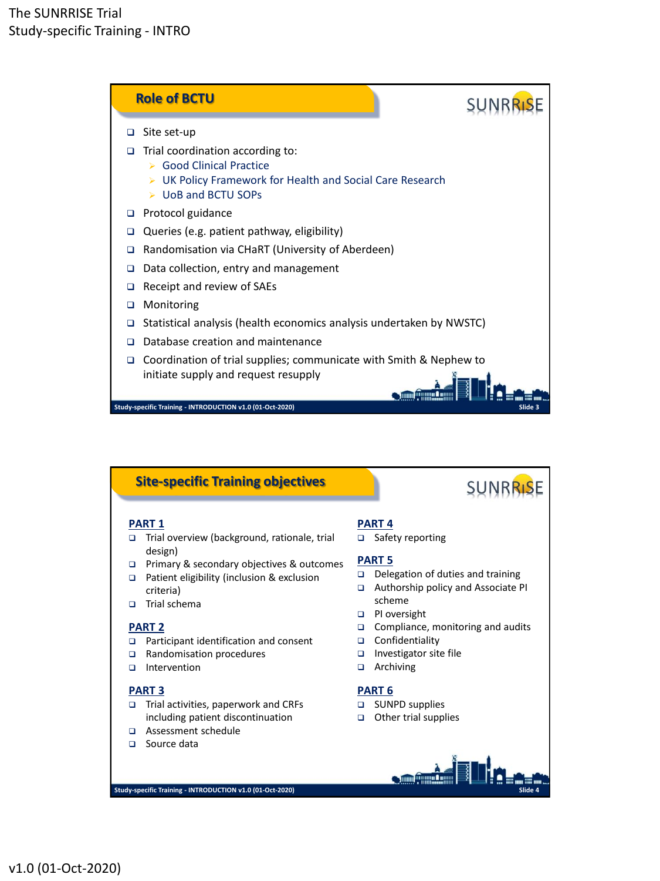## Role of BCTU

- Site set-up
- Trial coordination according to:
  - Good Clinical Practice
  - UK Policy Framework for Health and Social Care Research
  - UoB and BCTU SOPs
- Protocol guidance
- Queries (e.g. patient pathway, eligibility)
- Randomisation via CHaRT (University of Aberdeen)
- Data collection, entry and management
- Receipt and review of SAEs
- Monitoring
- Statistical analysis (health economics analysis undertaken by NWSTC)
- Database creation and maintenance
- Coordination of trial supplies; communicate with Smith & Nephew to initiate supply and request resupply

## Site-specific Training objectives

**PART 1**

- Trial overview (background, rationale, trial design)
- Primary & secondary objectives & outcomes
- Patient eligibility (inclusion & exclusion criteria)
- Trial schema

**PART 2**

- Participant identification and consent
- Randomisation procedures
- Intervention

**PART 3**

- Trial activities, paperwork and CRFs including patient discontinuation
- Assessment schedule
- Source data

**PART 4**

- Safety reporting

**PART 5**

- Delegation of duties and training
- Authorship policy and Associate PI scheme
- PI oversight
- Compliance, monitoring and audits
- Confidentiality
- Investigator site file
- Archiving

**PART 6**

- SUNPD supplies
- Other trial supplies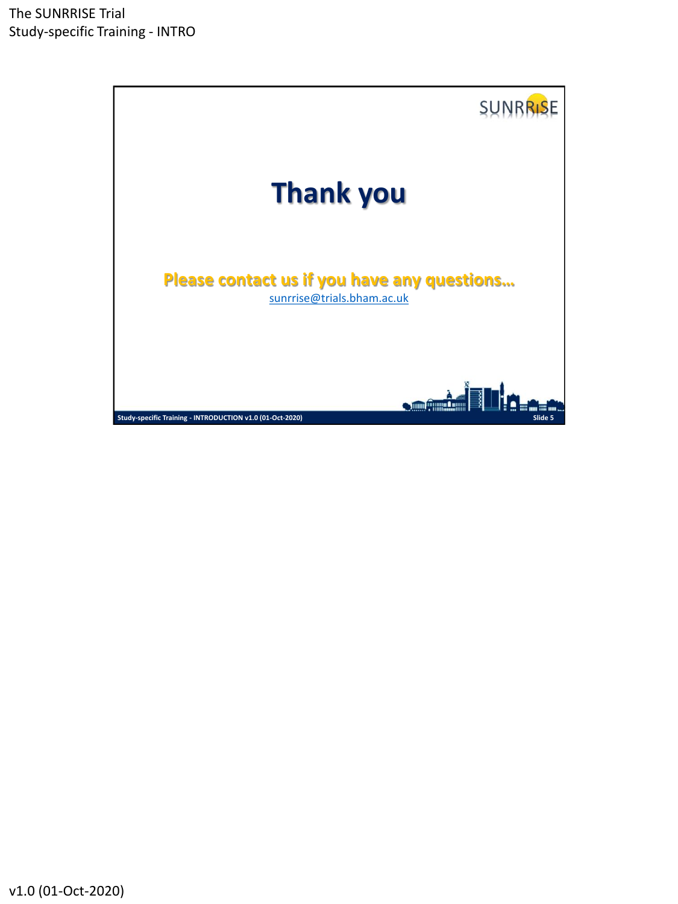SUNRRISE

# Thank you

**Please contact us if you have any questions…**

sunrrise@trials.bham.ac.uk